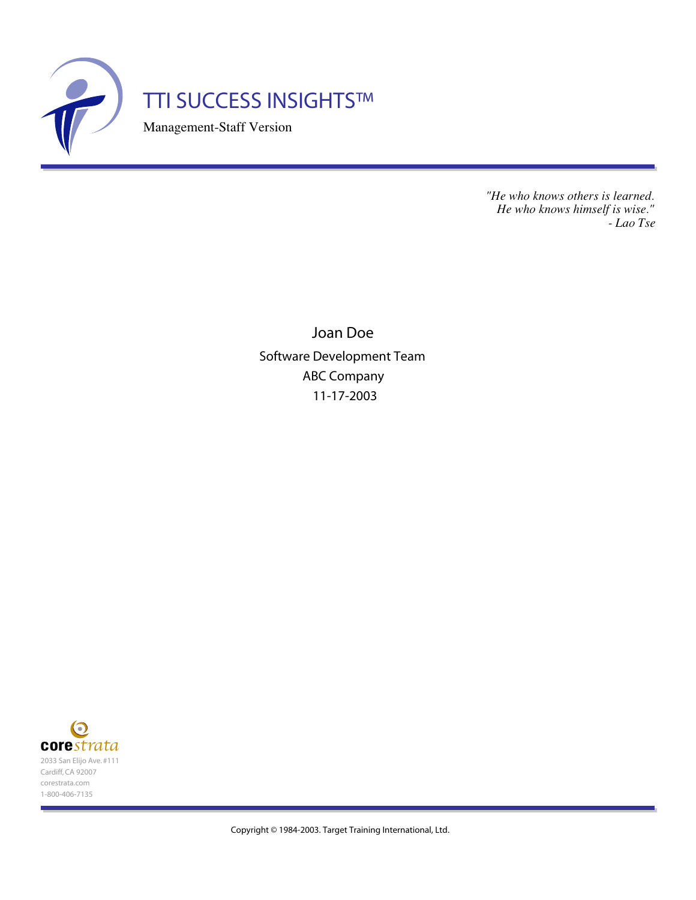# TTI SUCCESS INSIGHTS™

Management-Staff Version

*"He who knows others is learned.*
*He who knows himself is wise."*
*- Lao Tse*

Joan Doe

Software Development Team

ABC Company

11-17-2003

**core***strata*

2033 San Elijo Ave. #111
Cardiff, CA 92007
corestrata.com
1-800-406-7135

Copyright © 1984-2003. Target Training International, Ltd.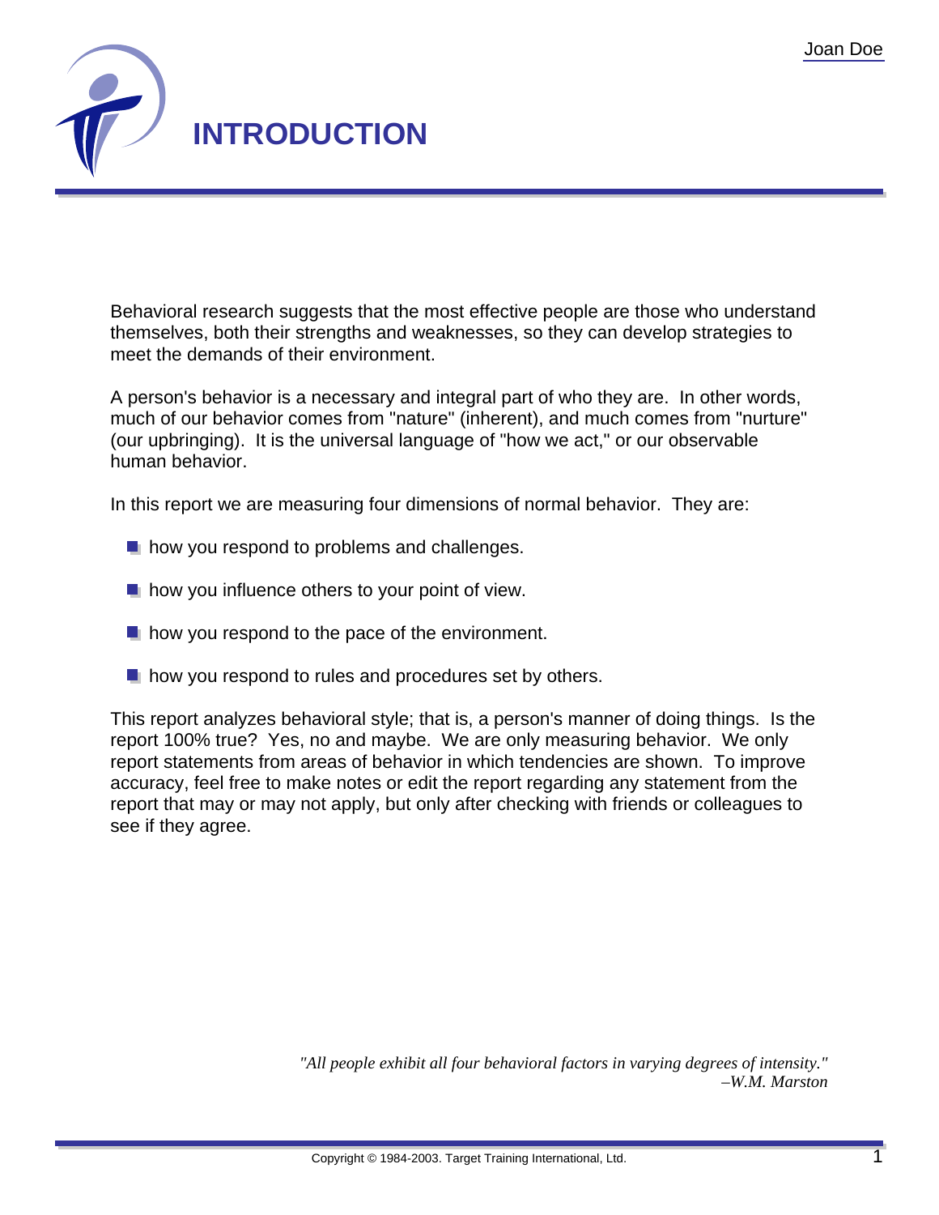# INTRODUCTION

Behavioral research suggests that the most effective people are those who understand themselves, both their strengths and weaknesses, so they can develop strategies to meet the demands of their environment.

A person's behavior is a necessary and integral part of who they are. In other words, much of our behavior comes from "nature" (inherent), and much comes from "nurture" (our upbringing). It is the universal language of "how we act," or our observable human behavior.

In this report we are measuring four dimensions of normal behavior. They are:

- how you respond to problems and challenges.
- how you influence others to your point of view.
- how you respond to the pace of the environment.
- how you respond to rules and procedures set by others.

This report analyzes behavioral style; that is, a person's manner of doing things. Is the report 100% true? Yes, no and maybe. We are only measuring behavior. We only report statements from areas of behavior in which tendencies are shown. To improve accuracy, feel free to make notes or edit the report regarding any statement from the report that may or may not apply, but only after checking with friends or colleagues to see if they agree.

*"All people exhibit all four behavioral factors in varying degrees of intensity."*
*–W.M. Marston*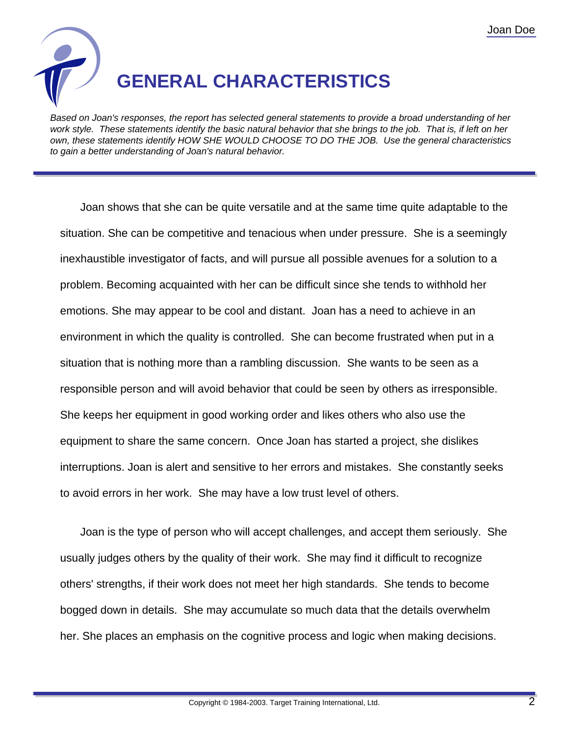# GENERAL CHARACTERISTICS

*Based on Joan's responses, the report has selected general statements to provide a broad understanding of her work style. These statements identify the basic natural behavior that she brings to the job. That is, if left on her own, these statements identify HOW SHE WOULD CHOOSE TO DO THE JOB. Use the general characteristics to gain a better understanding of Joan's natural behavior.*

Joan shows that she can be quite versatile and at the same time quite adaptable to the situation. She can be competitive and tenacious when under pressure. She is a seemingly inexhaustible investigator of facts, and will pursue all possible avenues for a solution to a problem. Becoming acquainted with her can be difficult since she tends to withhold her emotions. She may appear to be cool and distant. Joan has a need to achieve in an environment in which the quality is controlled. She can become frustrated when put in a situation that is nothing more than a rambling discussion. She wants to be seen as a responsible person and will avoid behavior that could be seen by others as irresponsible. She keeps her equipment in good working order and likes others who also use the equipment to share the same concern. Once Joan has started a project, she dislikes interruptions. Joan is alert and sensitive to her errors and mistakes. She constantly seeks to avoid errors in her work. She may have a low trust level of others.

Joan is the type of person who will accept challenges, and accept them seriously. She usually judges others by the quality of their work. She may find it difficult to recognize others' strengths, if their work does not meet her high standards. She tends to become bogged down in details. She may accumulate so much data that the details overwhelm her. She places an emphasis on the cognitive process and logic when making decisions.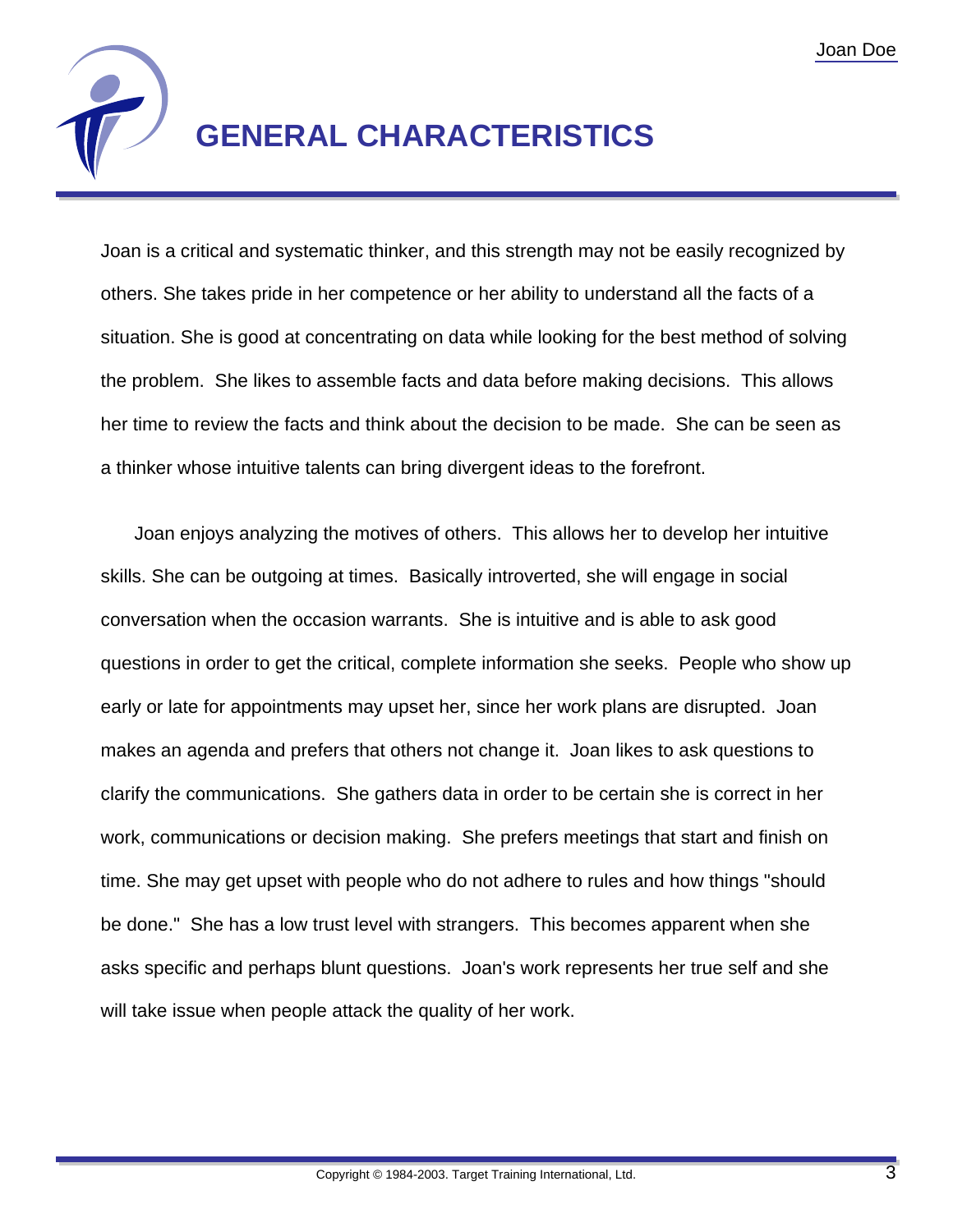# GENERAL CHARACTERISTICS

Joan is a critical and systematic thinker, and this strength may not be easily recognized by others. She takes pride in her competence or her ability to understand all the facts of a situation. She is good at concentrating on data while looking for the best method of solving the problem. She likes to assemble facts and data before making decisions. This allows her time to review the facts and think about the decision to be made. She can be seen as a thinker whose intuitive talents can bring divergent ideas to the forefront.

Joan enjoys analyzing the motives of others. This allows her to develop her intuitive skills. She can be outgoing at times. Basically introverted, she will engage in social conversation when the occasion warrants. She is intuitive and is able to ask good questions in order to get the critical, complete information she seeks. People who show up early or late for appointments may upset her, since her work plans are disrupted. Joan makes an agenda and prefers that others not change it. Joan likes to ask questions to clarify the communications. She gathers data in order to be certain she is correct in her work, communications or decision making. She prefers meetings that start and finish on time. She may get upset with people who do not adhere to rules and how things "should be done." She has a low trust level with strangers. This becomes apparent when she asks specific and perhaps blunt questions. Joan's work represents her true self and she will take issue when people attack the quality of her work.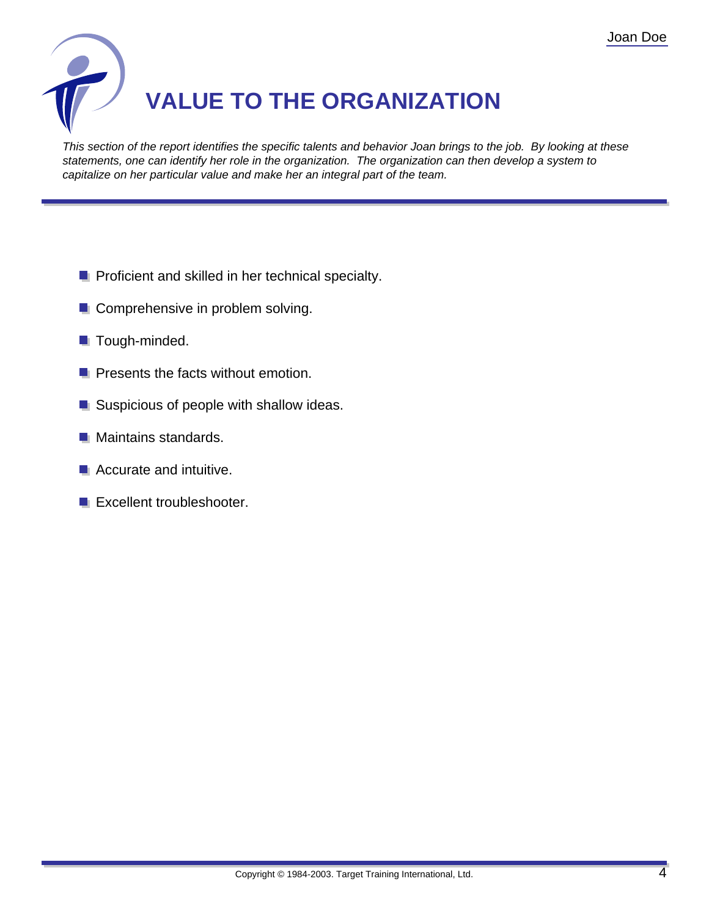# VALUE TO THE ORGANIZATION

*This section of the report identifies the specific talents and behavior Joan brings to the job. By looking at these statements, one can identify her role in the organization. The organization can then develop a system to capitalize on her particular value and make her an integral part of the team.*

- Proficient and skilled in her technical specialty.
- Comprehensive in problem solving.
- Tough-minded.
- Presents the facts without emotion.
- Suspicious of people with shallow ideas.
- Maintains standards.
- Accurate and intuitive.
- Excellent troubleshooter.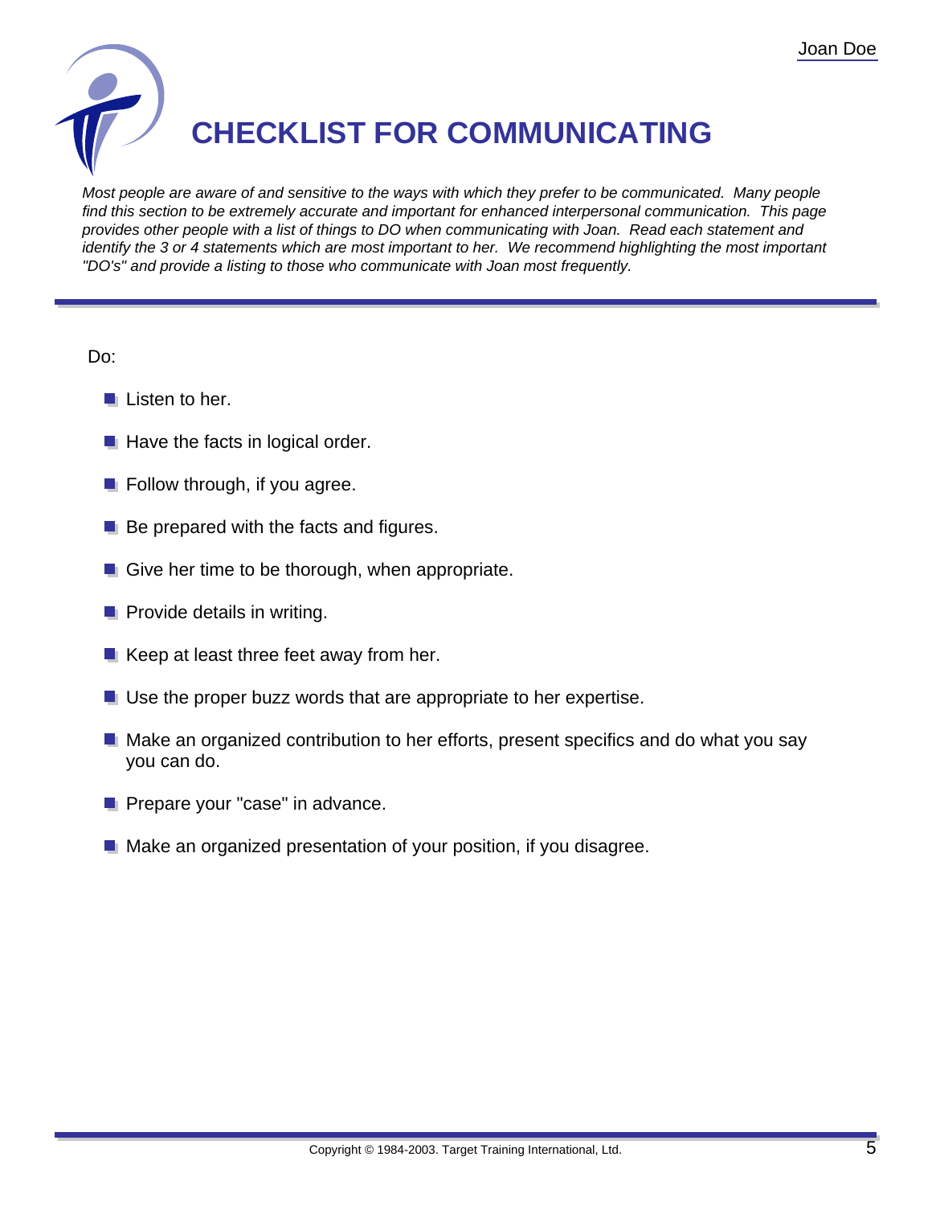# CHECKLIST FOR COMMUNICATING

*Most people are aware of and sensitive to the ways with which they prefer to be communicated. Many people find this section to be extremely accurate and important for enhanced interpersonal communication. This page provides other people with a list of things to DO when communicating with Joan. Read each statement and identify the 3 or 4 statements which are most important to her. We recommend highlighting the most important "DO's" and provide a listing to those who communicate with Joan most frequently.*

---

Do:

- Listen to her.
- Have the facts in logical order.
- Follow through, if you agree.
- Be prepared with the facts and figures.
- Give her time to be thorough, when appropriate.
- Provide details in writing.
- Keep at least three feet away from her.
- Use the proper buzz words that are appropriate to her expertise.
- Make an organized contribution to her efforts, present specifics and do what you say you can do.
- Prepare your "case" in advance.
- Make an organized presentation of your position, if you disagree.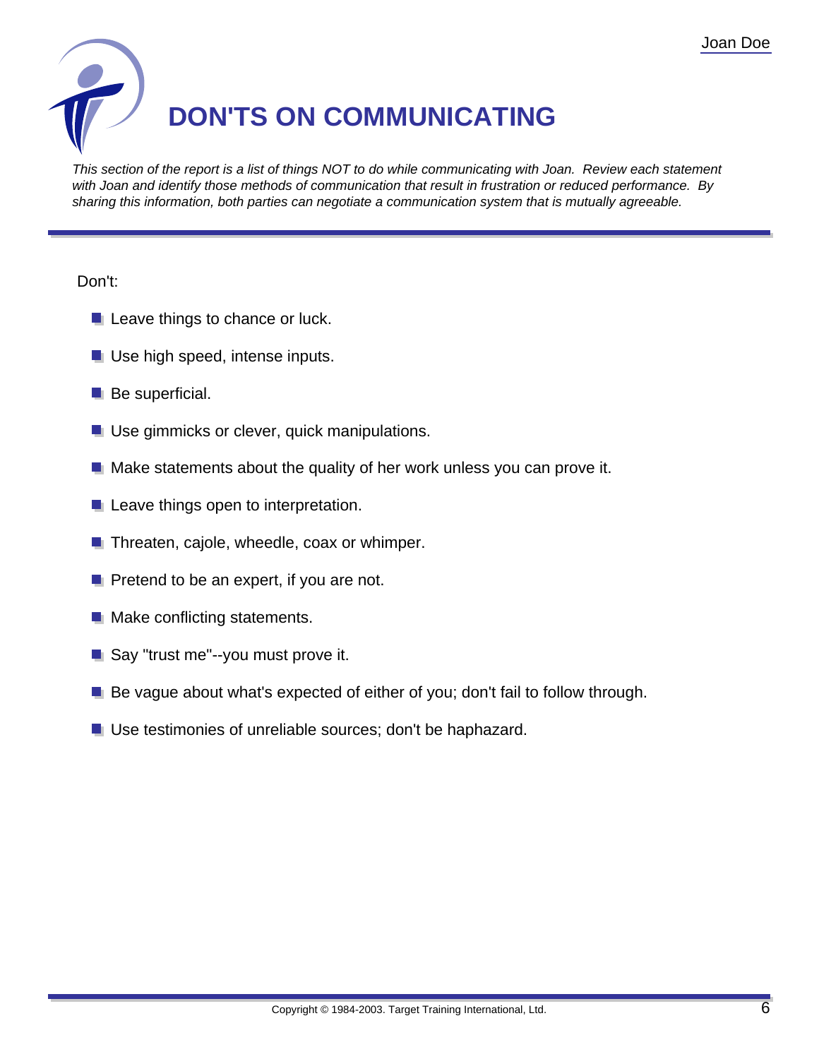# DON'TS ON COMMUNICATING

*This section of the report is a list of things NOT to do while communicating with Joan. Review each statement with Joan and identify those methods of communication that result in frustration or reduced performance. By sharing this information, both parties can negotiate a communication system that is mutually agreeable.*

Don't:

- Leave things to chance or luck.
- Use high speed, intense inputs.
- Be superficial.
- Use gimmicks or clever, quick manipulations.
- Make statements about the quality of her work unless you can prove it.
- Leave things open to interpretation.
- Threaten, cajole, wheedle, coax or whimper.
- Pretend to be an expert, if you are not.
- Make conflicting statements.
- Say "trust me"--you must prove it.
- Be vague about what's expected of either of you; don't fail to follow through.
- Use testimonies of unreliable sources; don't be haphazard.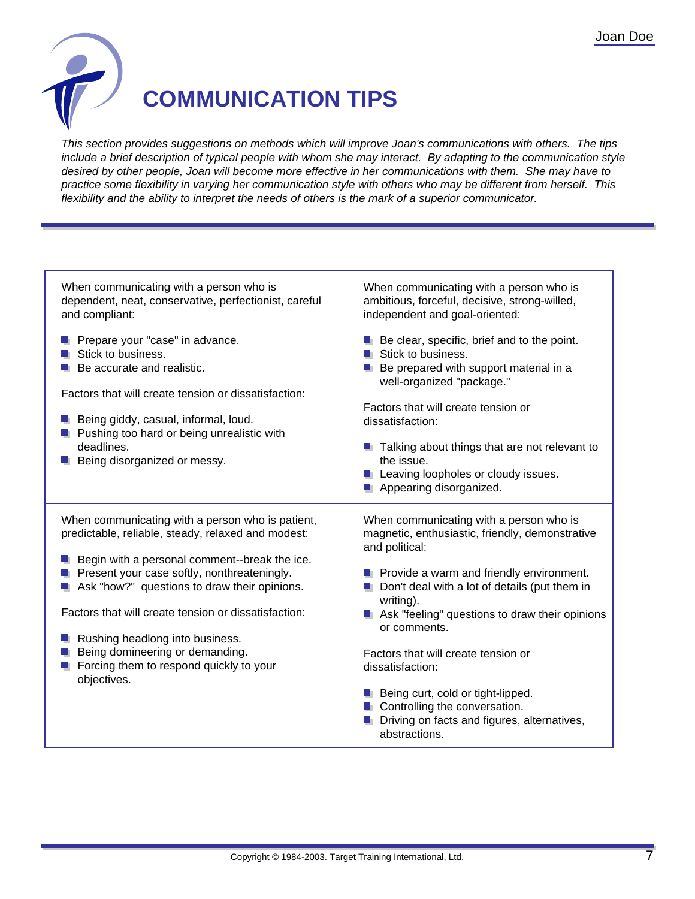# COMMUNICATION TIPS

*This section provides suggestions on methods which will improve Joan's communications with others. The tips include a brief description of typical people with whom she may interact. By adapting to the communication style desired by other people, Joan will become more effective in her communications with them. She may have to practice some flexibility in varying her communication style with others who may be different from herself. This flexibility and the ability to interpret the needs of others is the mark of a superior communicator.*

---

When communicating with a person who is dependent, neat, conservative, perfectionist, careful and compliant:

- Prepare your "case" in advance.
- Stick to business.
- Be accurate and realistic.

Factors that will create tension or dissatisfaction:

- Being giddy, casual, informal, loud.
- Pushing too hard or being unrealistic with deadlines.
- Being disorganized or messy.

When communicating with a person who is ambitious, forceful, decisive, strong-willed, independent and goal-oriented:

- Be clear, specific, brief and to the point.
- Stick to business.
- Be prepared with support material in a well-organized "package."

Factors that will create tension or dissatisfaction:

- Talking about things that are not relevant to the issue.
- Leaving loopholes or cloudy issues.
- Appearing disorganized.

When communicating with a person who is patient, predictable, reliable, steady, relaxed and modest:

- Begin with a personal comment--break the ice.
- Present your case softly, nonthreateningly.
- Ask "how?" questions to draw their opinions.

Factors that will create tension or dissatisfaction:

- Rushing headlong into business.
- Being domineering or demanding.
- Forcing them to respond quickly to your objectives.

When communicating with a person who is magnetic, enthusiastic, friendly, demonstrative and political:

- Provide a warm and friendly environment.
- Don't deal with a lot of details (put them in writing).
- Ask "feeling" questions to draw their opinions or comments.

Factors that will create tension or dissatisfaction:

- Being curt, cold or tight-lipped.
- Controlling the conversation.
- Driving on facts and figures, alternatives, abstractions.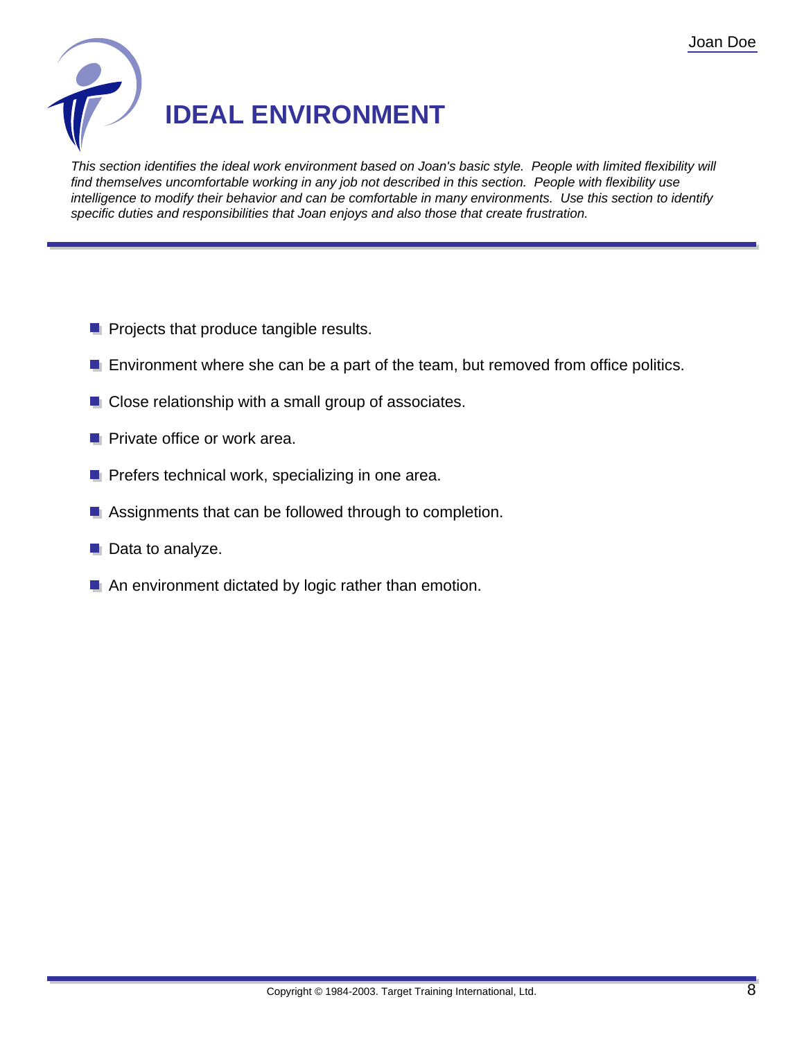# IDEAL ENVIRONMENT

*This section identifies the ideal work environment based on Joan's basic style. People with limited flexibility will find themselves uncomfortable working in any job not described in this section. People with flexibility use intelligence to modify their behavior and can be comfortable in many environments. Use this section to identify specific duties and responsibilities that Joan enjoys and also those that create frustration.*

- Projects that produce tangible results.
- Environment where she can be a part of the team, but removed from office politics.
- Close relationship with a small group of associates.
- Private office or work area.
- Prefers technical work, specializing in one area.
- Assignments that can be followed through to completion.
- Data to analyze.
- An environment dictated by logic rather than emotion.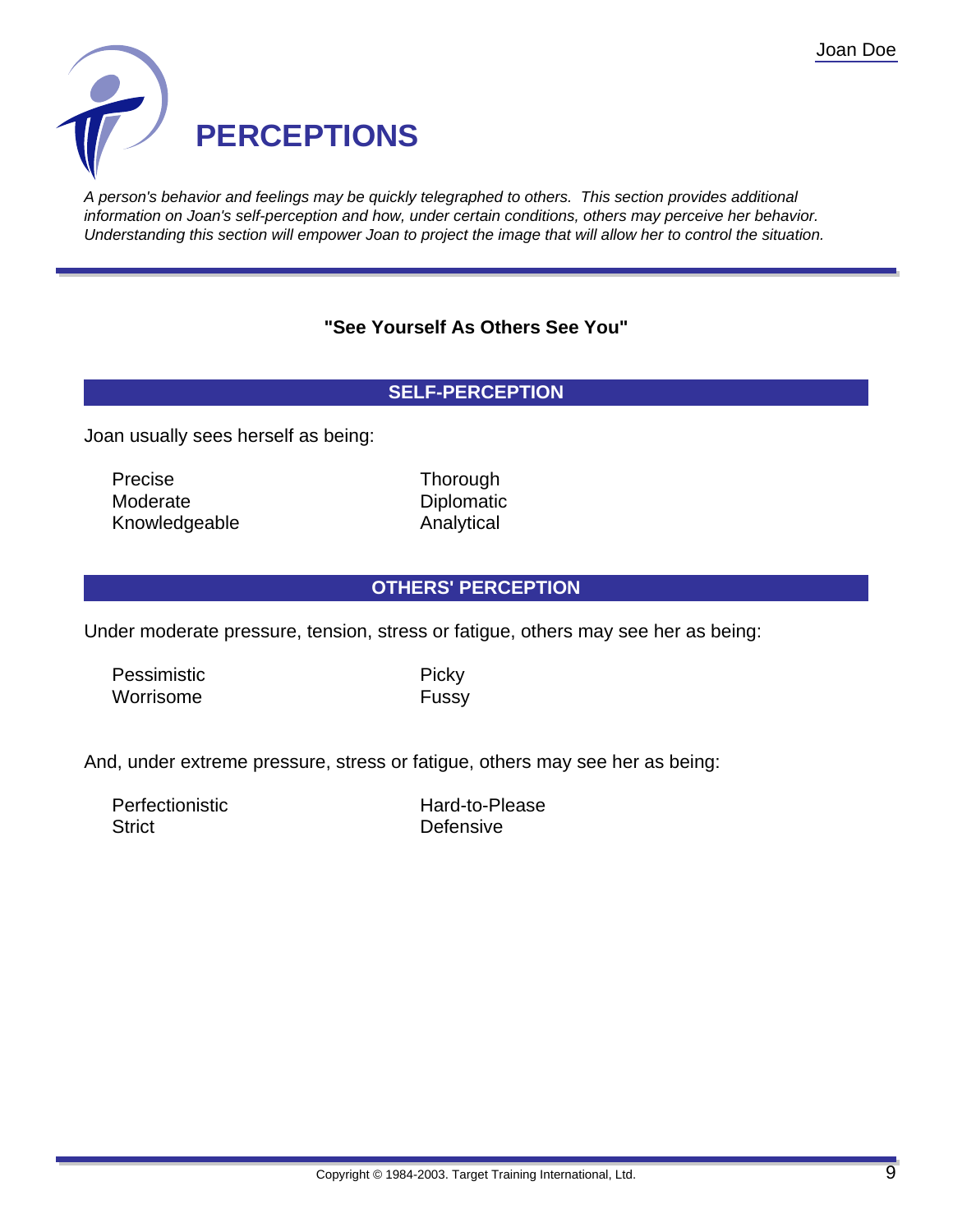# PERCEPTIONS

*A person's behavior and feelings may be quickly telegraphed to others. This section provides additional information on Joan's self-perception and how, under certain conditions, others may perceive her behavior. Understanding this section will empower Joan to project the image that will allow her to control the situation.*

---

**"See Yourself As Others See You"**

## SELF-PERCEPTION

Joan usually sees herself as being:

- Precise
- Moderate
- Knowledgeable
- Thorough
- Diplomatic
- Analytical

## OTHERS' PERCEPTION

Under moderate pressure, tension, stress or fatigue, others may see her as being:

- Pessimistic
- Worrisome
- Picky
- Fussy

And, under extreme pressure, stress or fatigue, others may see her as being:

- Perfectionistic
- Strict
- Hard-to-Please
- Defensive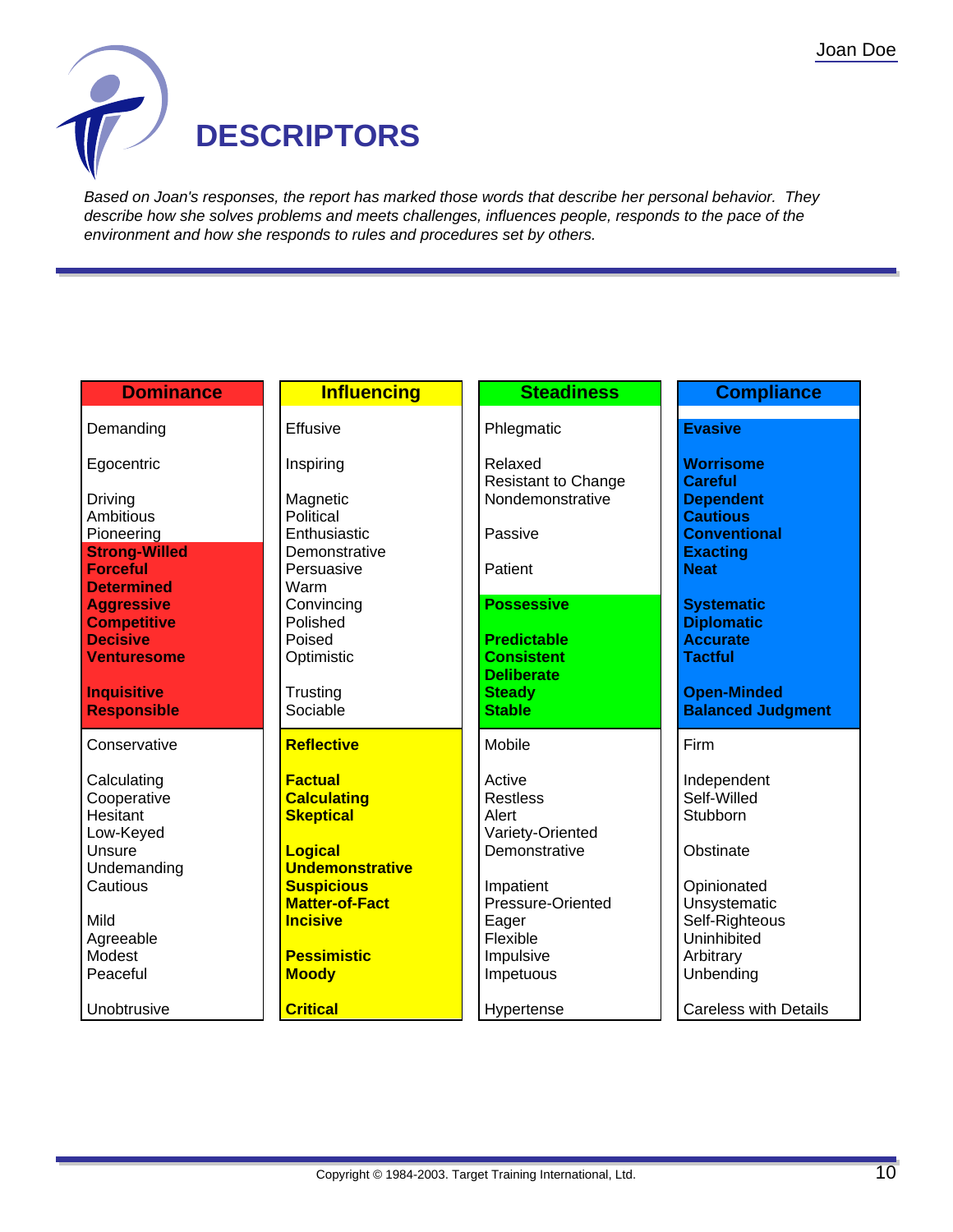# DESCRIPTORS

*Based on Joan's responses, the report has marked those words that describe her personal behavior. They describe how she solves problems and meets challenges, influences people, responds to the pace of the environment and how she responds to rules and procedures set by others.*

| Dominance | Influencing | Steadiness | Compliance |
|---|---|---|---|
| Demanding | Effusive | Phlegmatic | **Evasive** |
| Egocentric | Inspiring | Relaxed | **Worrisome** |
| Driving | Magnetic | Resistant to Change | **Careful** |
| Ambitious | Political | Nondemonstrative | **Dependent** |
| Pioneering | Enthusiastic | Passive | **Cautious** |
| **Strong-Willed** | Demonstrative | Patient | **Conventional** |
| **Forceful** | Persuasive | **Possessive** | **Exacting** |
| **Determined** | Warm | **Predictable** | **Neat** |
| **Aggressive** | Convincing | **Consistent** | **Systematic** |
| **Competitive** | Polished | **Deliberate** | **Diplomatic** |
| **Decisive** | Poised | **Steady** | **Accurate** |
| **Venturesome** | Optimistic | **Stable** | **Tactful** |
| **Inquisitive** | Trusting | | **Open-Minded** |
| **Responsible** | Sociable | | **Balanced Judgment** |
| Conservative | **Reflective** | Mobile | Firm |
| Calculating | **Factual** | Active | Independent |
| Cooperative | **Calculating** | Restless | Self-Willed |
| Hesitant | **Skeptical** | Alert | Stubborn |
| Low-Keyed | **Logical** | Variety-Oriented | Obstinate |
| Unsure | **Undemonstrative** | Demonstrative | Opinionated |
| Undemanding | **Suspicious** | Impatient | Unsystematic |
| Cautious | **Matter-of-Fact** | Pressure-Oriented | Self-Righteous |
| Mild | **Incisive** | Eager | Uninhibited |
| Agreeable | **Pessimistic** | Flexible | Arbitrary |
| Modest | **Moody** | Impulsive | Unbending |
| Peaceful | **Critical** | Impetuous | Careless with Details |
| Unobtrusive | | Hypertense | |

Copyright © 1984-2003. Target Training International, Ltd.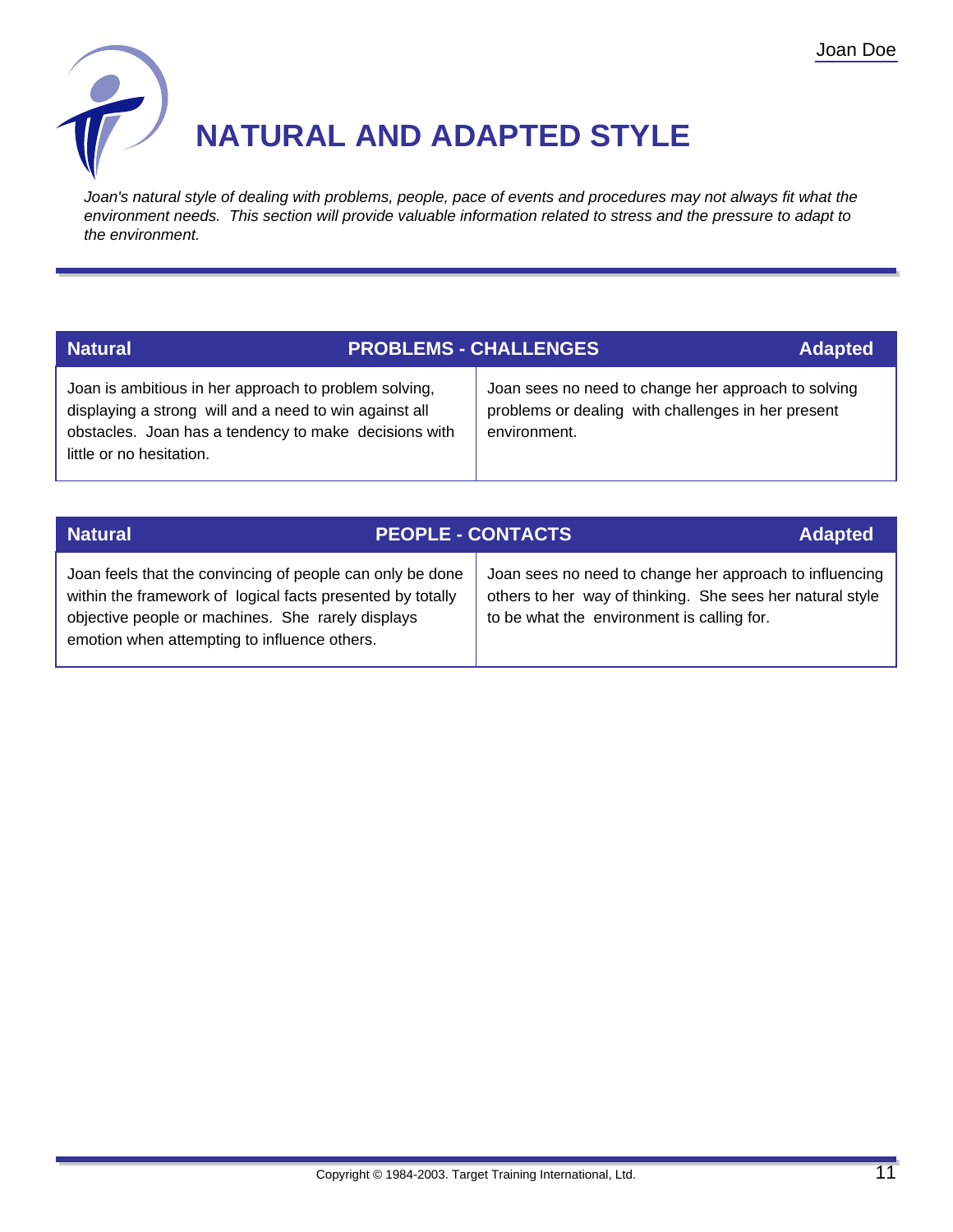# NATURAL AND ADAPTED STYLE

*Joan's natural style of dealing with problems, people, pace of events and procedures may not always fit what the environment needs. This section will provide valuable information related to stress and the pressure to adapt to the environment.*

| Natural | PROBLEMS - CHALLENGES Adapted |
|---|---|
| Joan is ambitious in her approach to problem solving, displaying a strong will and a need to win against all obstacles. Joan has a tendency to make decisions with little or no hesitation. | Joan sees no need to change her approach to solving problems or dealing with challenges in her present environment. |

| Natural | PEOPLE - CONTACTS Adapted |
|---|---|
| Joan feels that the convincing of people can only be done within the framework of logical facts presented by totally objective people or machines. She rarely displays emotion when attempting to influence others. | Joan sees no need to change her approach to influencing others to her way of thinking. She sees her natural style to be what the environment is calling for. |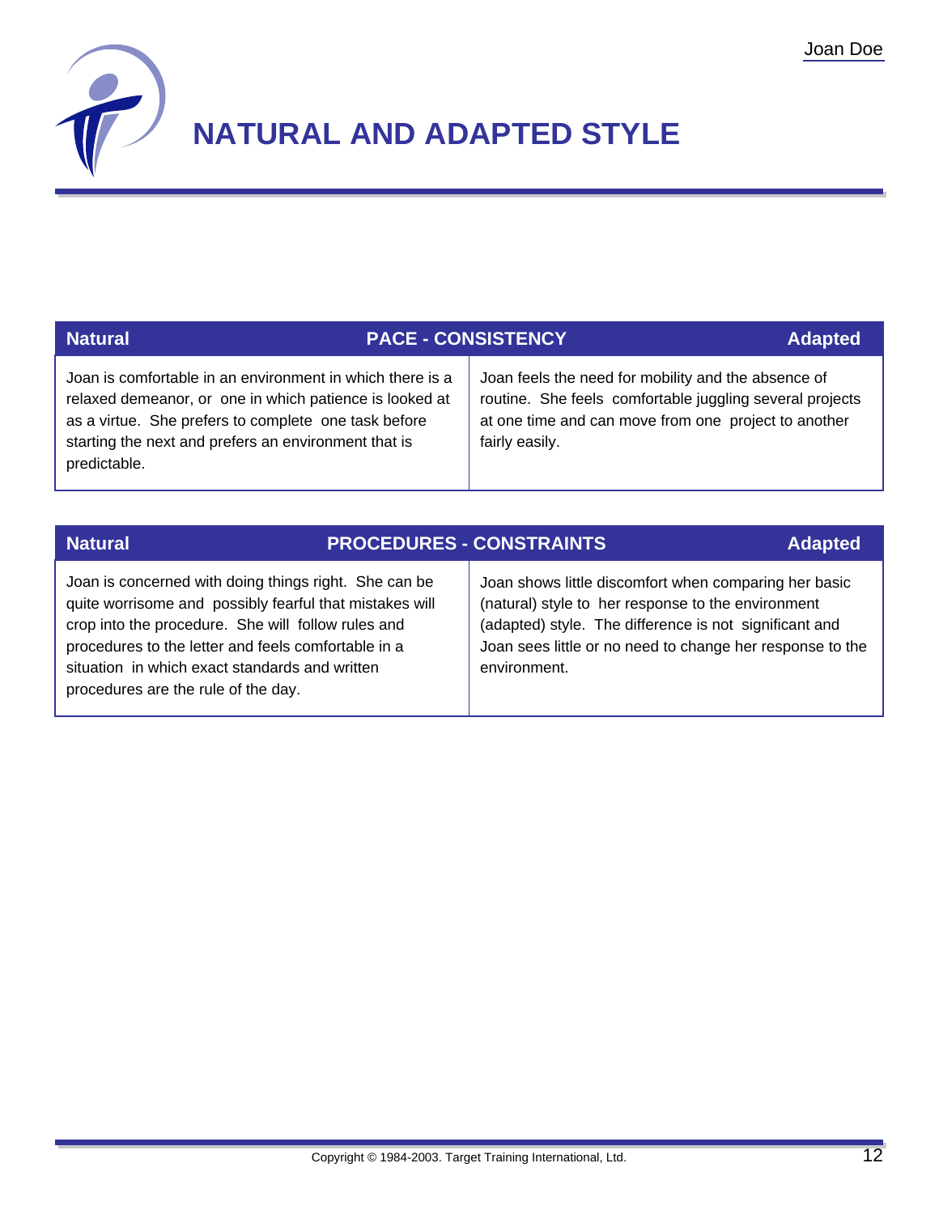# NATURAL AND ADAPTED STYLE

| Natural | PACE - CONSISTENCY | Adapted |
|---|---|---|
| Joan is comfortable in an environment in which there is a relaxed demeanor, or one in which patience is looked at as a virtue. She prefers to complete one task before starting the next and prefers an environment that is predictable. | | Joan feels the need for mobility and the absence of routine. She feels comfortable juggling several projects at one time and can move from one project to another fairly easily. |

| Natural | PROCEDURES - CONSTRAINTS | Adapted |
|---|---|---|
| Joan is concerned with doing things right. She can be quite worrisome and possibly fearful that mistakes will crop into the procedure. She will follow rules and procedures to the letter and feels comfortable in a situation in which exact standards and written procedures are the rule of the day. | | Joan shows little discomfort when comparing her basic (natural) style to her response to the environment (adapted) style. The difference is not significant and Joan sees little or no need to change her response to the environment. |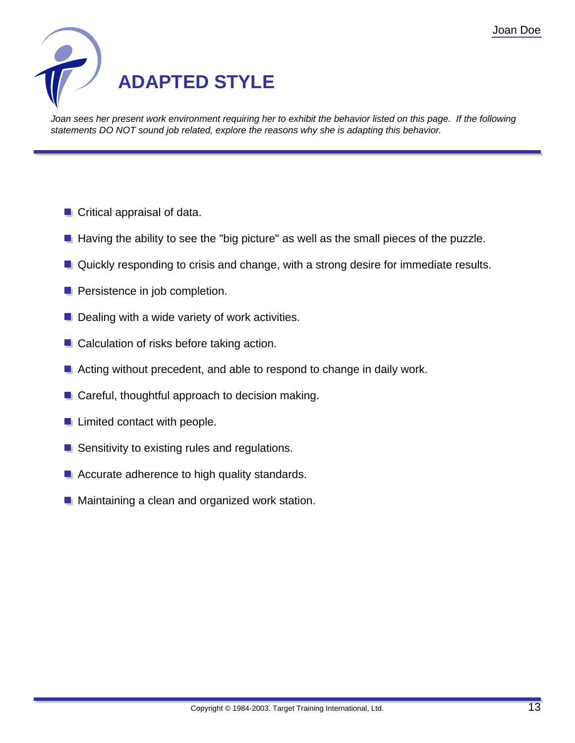# ADAPTED STYLE

*Joan sees her present work environment requiring her to exhibit the behavior listed on this page. If the following statements DO NOT sound job related, explore the reasons why she is adapting this behavior.*

- Critical appraisal of data.
- Having the ability to see the "big picture" as well as the small pieces of the puzzle.
- Quickly responding to crisis and change, with a strong desire for immediate results.
- Persistence in job completion.
- Dealing with a wide variety of work activities.
- Calculation of risks before taking action.
- Acting without precedent, and able to respond to change in daily work.
- Careful, thoughtful approach to decision making.
- Limited contact with people.
- Sensitivity to existing rules and regulations.
- Accurate adherence to high quality standards.
- Maintaining a clean and organized work station.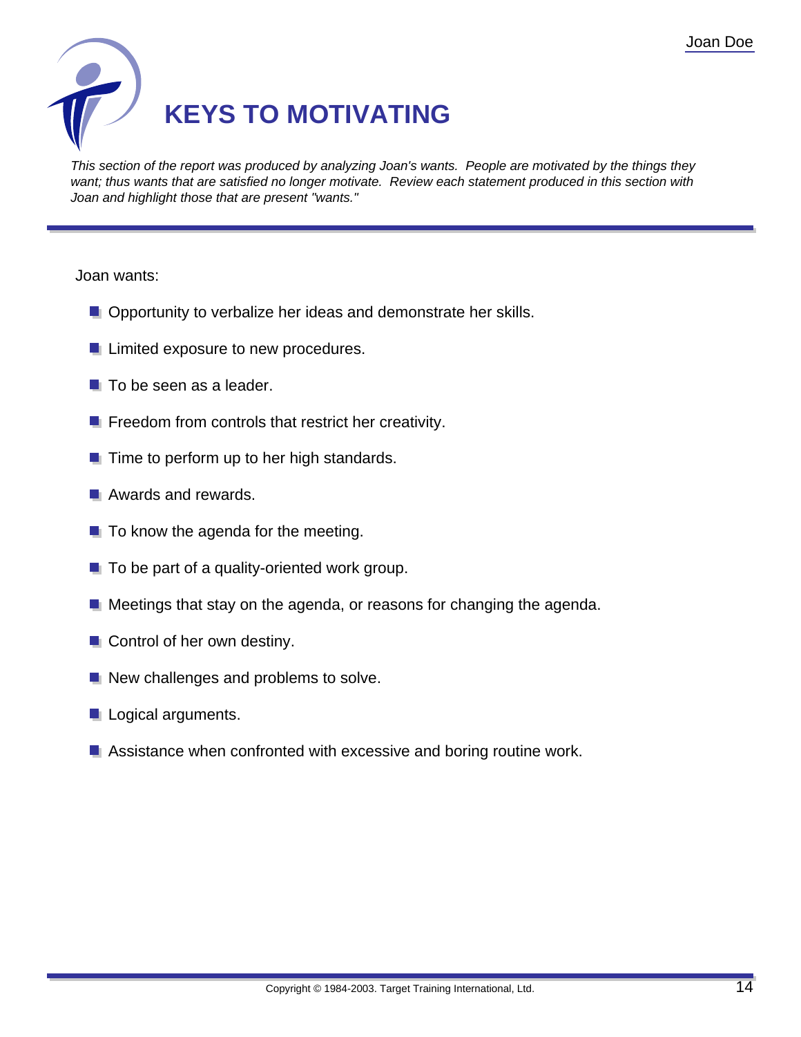# KEYS TO MOTIVATING

*This section of the report was produced by analyzing Joan's wants. People are motivated by the things they want; thus wants that are satisfied no longer motivate. Review each statement produced in this section with Joan and highlight those that are present "wants."*

Joan wants:

- Opportunity to verbalize her ideas and demonstrate her skills.
- Limited exposure to new procedures.
- To be seen as a leader.
- Freedom from controls that restrict her creativity.
- Time to perform up to her high standards.
- Awards and rewards.
- To know the agenda for the meeting.
- To be part of a quality-oriented work group.
- Meetings that stay on the agenda, or reasons for changing the agenda.
- Control of her own destiny.
- New challenges and problems to solve.
- Logical arguments.
- Assistance when confronted with excessive and boring routine work.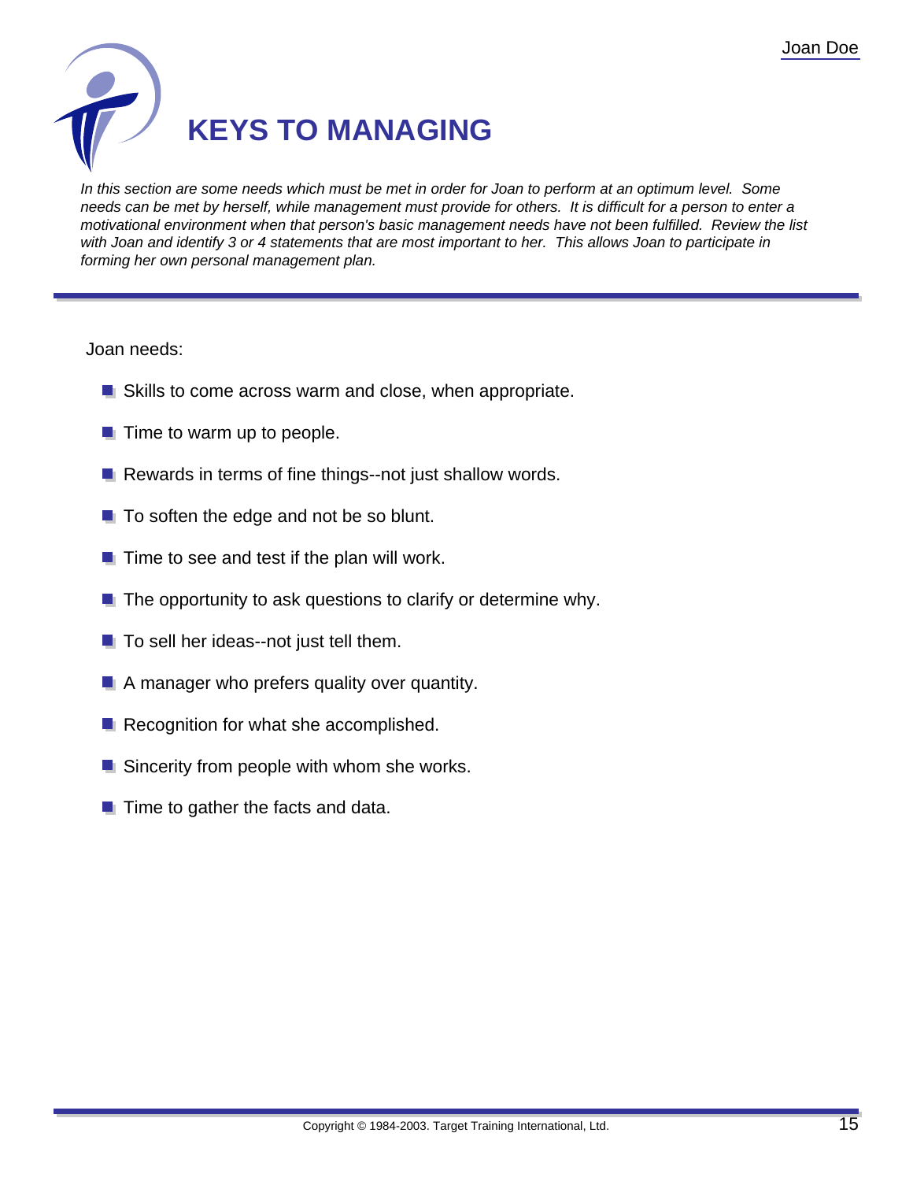# KEYS TO MANAGING

*In this section are some needs which must be met in order for Joan to perform at an optimum level. Some needs can be met by herself, while management must provide for others. It is difficult for a person to enter a motivational environment when that person's basic management needs have not been fulfilled. Review the list with Joan and identify 3 or 4 statements that are most important to her. This allows Joan to participate in forming her own personal management plan.*

Joan needs:

- Skills to come across warm and close, when appropriate.
- Time to warm up to people.
- Rewards in terms of fine things--not just shallow words.
- To soften the edge and not be so blunt.
- Time to see and test if the plan will work.
- The opportunity to ask questions to clarify or determine why.
- To sell her ideas--not just tell them.
- A manager who prefers quality over quantity.
- Recognition for what she accomplished.
- Sincerity from people with whom she works.
- Time to gather the facts and data.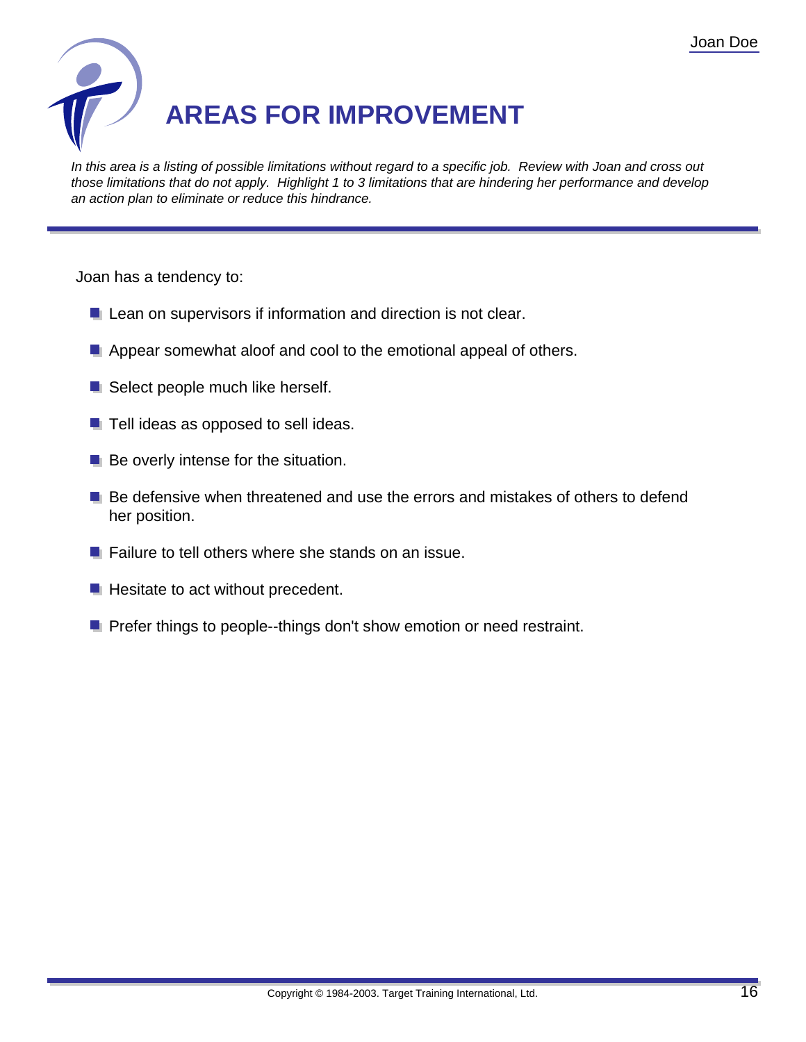# AREAS FOR IMPROVEMENT

*In this area is a listing of possible limitations without regard to a specific job. Review with Joan and cross out those limitations that do not apply. Highlight 1 to 3 limitations that are hindering her performance and develop an action plan to eliminate or reduce this hindrance.*

Joan has a tendency to:

- Lean on supervisors if information and direction is not clear.
- Appear somewhat aloof and cool to the emotional appeal of others.
- Select people much like herself.
- Tell ideas as opposed to sell ideas.
- Be overly intense for the situation.
- Be defensive when threatened and use the errors and mistakes of others to defend her position.
- Failure to tell others where she stands on an issue.
- Hesitate to act without precedent.
- Prefer things to people--things don't show emotion or need restraint.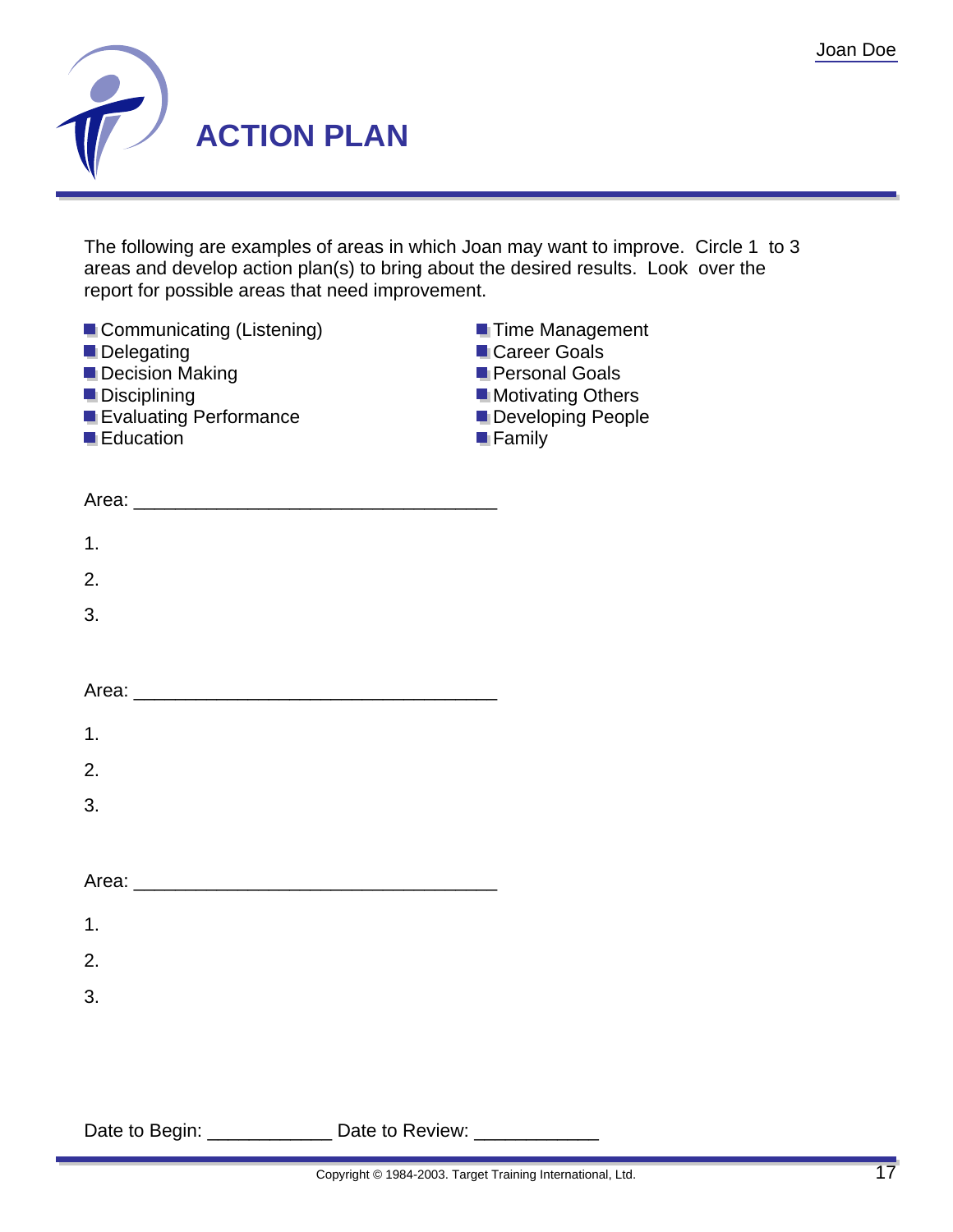# ACTION PLAN

The following are examples of areas in which Joan may want to improve. Circle 1 to 3 areas and develop action plan(s) to bring about the desired results. Look over the report for possible areas that need improvement.

- Communicating (Listening)
- Delegating
- Decision Making
- Disciplining
- Evaluating Performance
- Education
- Time Management
- Career Goals
- Personal Goals
- Motivating Others
- Developing People
- Family

Area: ___________________________________

1.

2.

3.

Area: ___________________________________

1.

2.

3.

Area: ___________________________________

1.

2.

3.

Date to Begin: ____________ Date to Review: ____________

Copyright © 1984-2003. Target Training International, Ltd.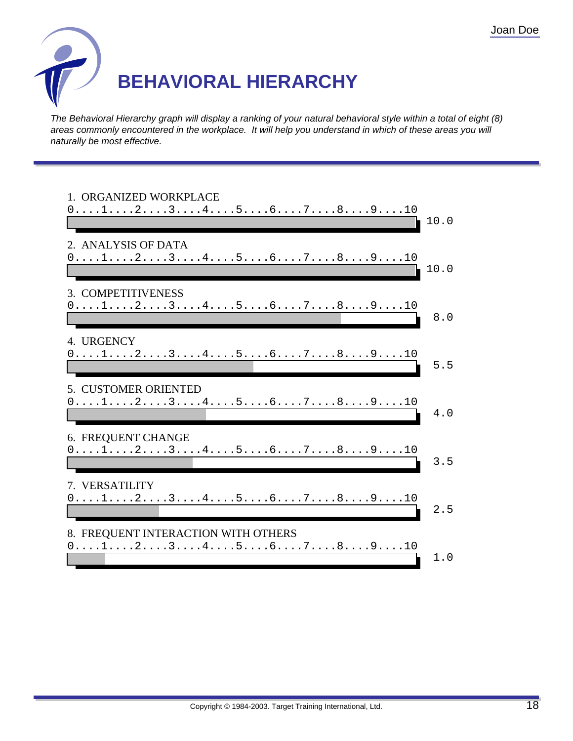# BEHAVIORAL HIERARCHY

*The Behavioral Hierarchy graph will display a ranking of your natural behavioral style within a total of eight (8) areas commonly encountered in the workplace. It will help you understand in which of these areas you will naturally be most effective.*

| Area | Score (0–10) |
|---|---|
| 1. ORGANIZED WORKPLACE | 10.0 |
| 2. ANALYSIS OF DATA | 10.0 |
| 3. COMPETITIVENESS | 8.0 |
| 4. URGENCY | 5.5 |
| 5. CUSTOMER ORIENTED | 4.0 |
| 6. FREQUENT CHANGE | 3.5 |
| 7. VERSATILITY | 2.5 |
| 8. FREQUENT INTERACTION WITH OTHERS | 1.0 |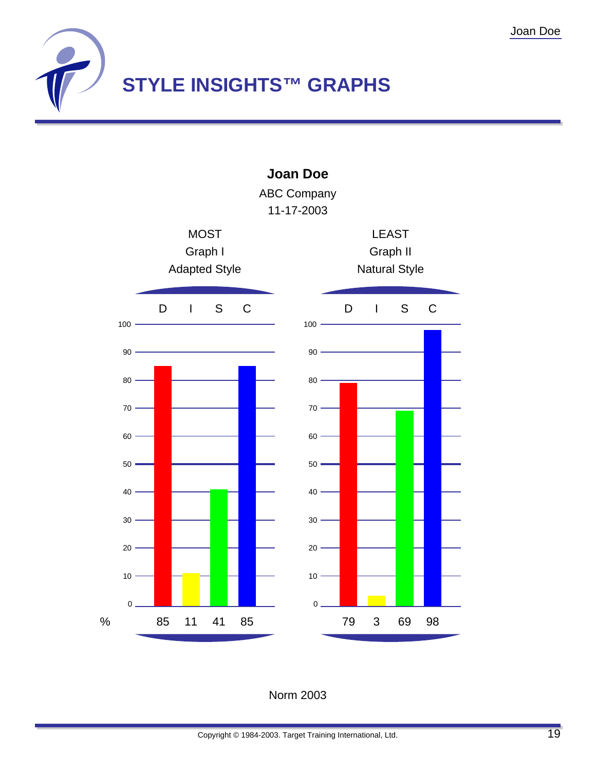# STYLE INSIGHTS™ GRAPHS

**Joan Doe**

ABC Company

11-17-2003

| | MOST Graph I Adapted Style | | | | LEAST Graph II Natural Style | | | |
|---|---|---|---|---|---|---|---|---|
| | D | I | S | C | D | I | S | C |
| % | 85 | 11 | 41 | 85 | 79 | 3 | 69 | 98 |

Norm 2003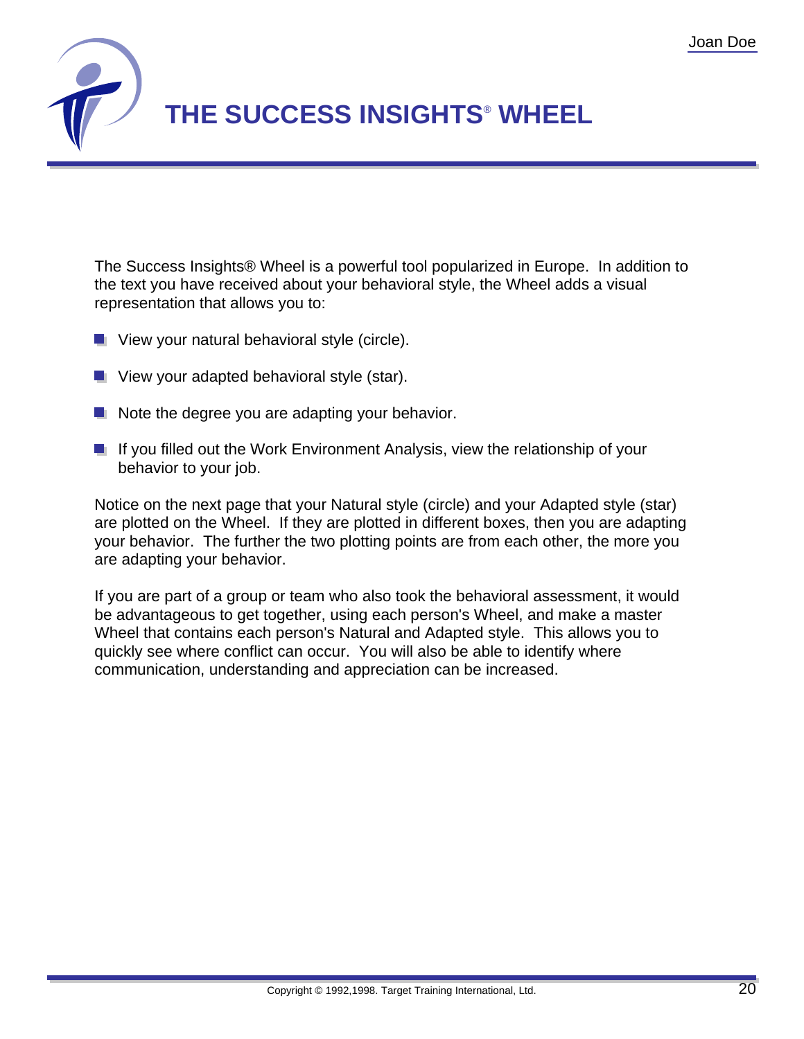# THE SUCCESS INSIGHTS® WHEEL

The Success Insights® Wheel is a powerful tool popularized in Europe. In addition to the text you have received about your behavioral style, the Wheel adds a visual representation that allows you to:

- View your natural behavioral style (circle).
- View your adapted behavioral style (star).
- Note the degree you are adapting your behavior.
- If you filled out the Work Environment Analysis, view the relationship of your behavior to your job.

Notice on the next page that your Natural style (circle) and your Adapted style (star) are plotted on the Wheel. If they are plotted in different boxes, then you are adapting your behavior. The further the two plotting points are from each other, the more you are adapting your behavior.

If you are part of a group or team who also took the behavioral assessment, it would be advantageous to get together, using each person's Wheel, and make a master Wheel that contains each person's Natural and Adapted style. This allows you to quickly see where conflict can occur. You will also be able to identify where communication, understanding and appreciation can be increased.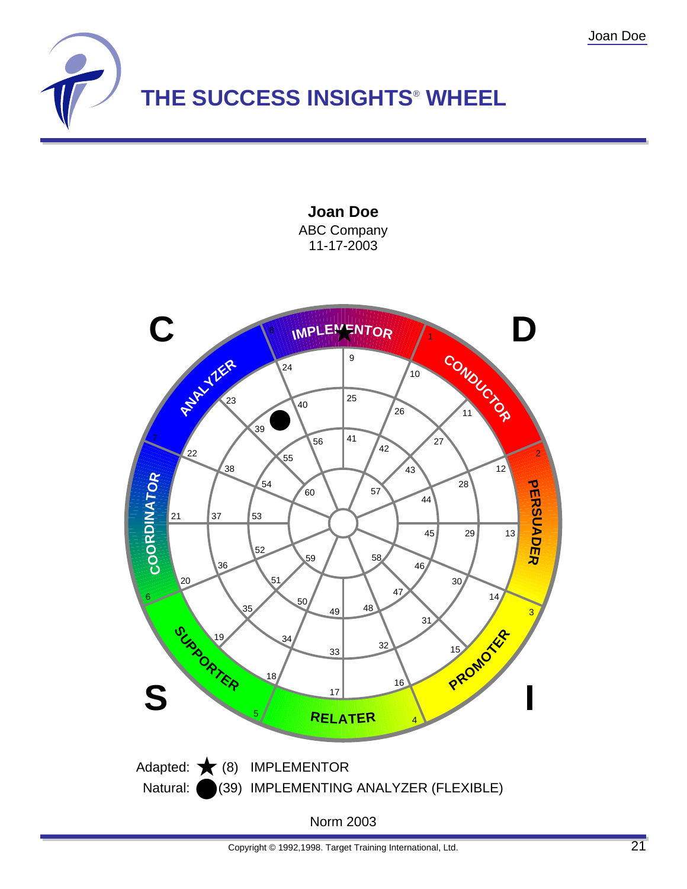# THE SUCCESS INSIGHTS® WHEEL

**Joan Doe**
ABC Company
11-17-2003

C

D

S

I

IMPLEMENTOR

CONDUCTOR

PERSUADER

PROMOTER

RELATER

SUPPORTER

COORDINATOR

ANALYZER

Adapted: ★ (8) IMPLEMENTOR

Natural: ● (39) IMPLEMENTING ANALYZER (FLEXIBLE)

Norm 2003

Copyright © 1992,1998. Target Training International, Ltd.